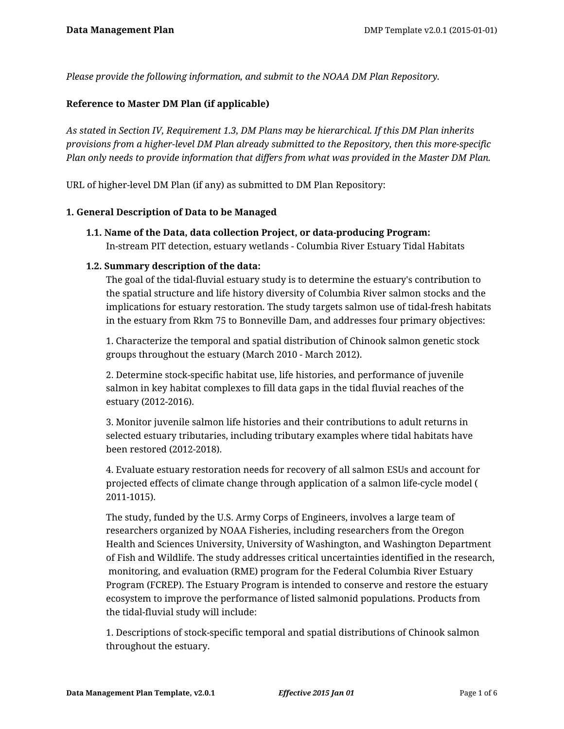*Please provide the following information, and submit to the NOAA DM Plan Repository.*

**Reference to Master DM Plan (if applicable)**

*As stated in Section IV, Requirement 1.3, DM Plans may be hierarchical. If this DM Plan inherits provisions from a higher-level DM Plan already submitted to the Repository, then this more-specific Plan only needs to provide information that differs from what was provided in the Master DM Plan.*

URL of higher-level DM Plan (if any) as submitted to DM Plan Repository:

### 1. General Description of Data to be Managed

#### 1.1. Name of the Data, data collection Project, or data-producing Program:

In-stream PIT detection, estuary wetlands - Columbia River Estuary Tidal Habitats

#### 1.2. Summary description of the data:

The goal of the tidal-fluvial estuary study is to determine the estuary's contribution to the spatial structure and life history diversity of Columbia River salmon stocks and the implications for estuary restoration. The study targets salmon use of tidal-fresh habitats in the estuary from Rkm 75 to Bonneville Dam, and addresses four primary objectives:

1. Characterize the temporal and spatial distribution of Chinook salmon genetic stock groups throughout the estuary (March 2010 - March 2012).

2. Determine stock-specific habitat use, life histories, and performance of juvenile salmon in key habitat complexes to fill data gaps in the tidal fluvial reaches of the estuary (2012-2016).

3. Monitor juvenile salmon life histories and their contributions to adult returns in selected estuary tributaries, including tributary examples where tidal habitats have been restored (2012-2018).

4. Evaluate estuary restoration needs for recovery of all salmon ESUs and account for projected effects of climate change through application of a salmon life-cycle model ( 2011-1015).

The study, funded by the U.S. Army Corps of Engineers, involves a large team of researchers organized by NOAA Fisheries, including researchers from the Oregon Health and Sciences University, University of Washington, and Washington Department of Fish and Wildlife. The study addresses critical uncertainties identified in the research, monitoring, and evaluation (RME) program for the Federal Columbia River Estuary Program (FCREP). The Estuary Program is intended to conserve and restore the estuary ecosystem to improve the performance of listed salmonid populations. Products from the tidal-fluvial study will include:

1. Descriptions of stock-specific temporal and spatial distributions of Chinook salmon throughout the estuary.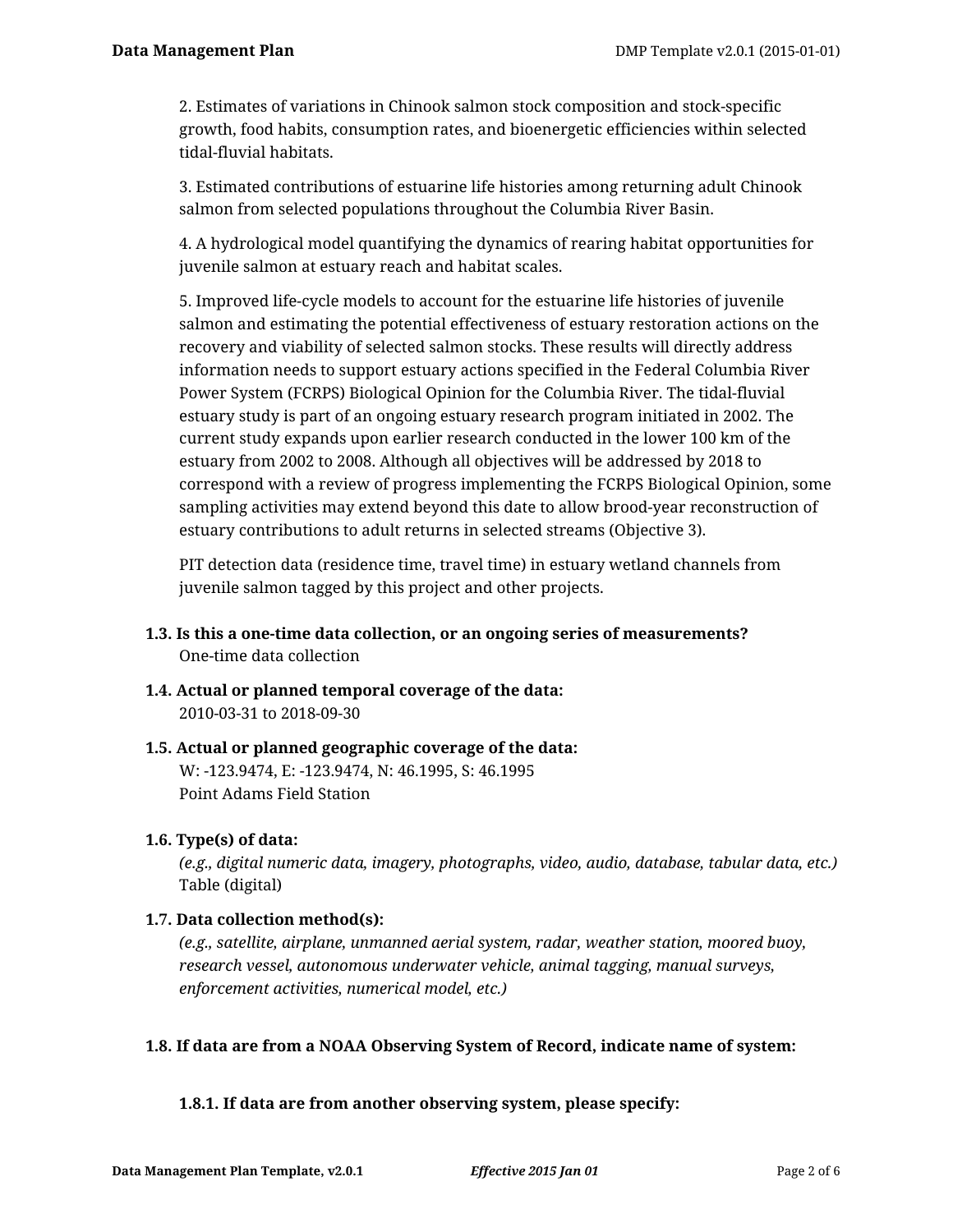2. Estimates of variations in Chinook salmon stock composition and stock-specific growth, food habits, consumption rates, and bioenergetic efficiencies within selected tidal-fluvial habitats.

3. Estimated contributions of estuarine life histories among returning adult Chinook salmon from selected populations throughout the Columbia River Basin.

4. A hydrological model quantifying the dynamics of rearing habitat opportunities for juvenile salmon at estuary reach and habitat scales.

5. Improved life-cycle models to account for the estuarine life histories of juvenile salmon and estimating the potential effectiveness of estuary restoration actions on the recovery and viability of selected salmon stocks. These results will directly address information needs to support estuary actions specified in the Federal Columbia River Power System (FCRPS) Biological Opinion for the Columbia River. The tidal-fluvial estuary study is part of an ongoing estuary research program initiated in 2002. The current study expands upon earlier research conducted in the lower 100 km of the estuary from 2002 to 2008. Although all objectives will be addressed by 2018 to correspond with a review of progress implementing the FCRPS Biological Opinion, some sampling activities may extend beyond this date to allow brood-year reconstruction of estuary contributions to adult returns in selected streams (Objective 3).

PIT detection data (residence time, travel time) in estuary wetland channels from juvenile salmon tagged by this project and other projects.

**1.3. Is this a one-time data collection, or an ongoing series of measurements?**
One-time data collection

**1.4. Actual or planned temporal coverage of the data:**
2010-03-31 to 2018-09-30

**1.5. Actual or planned geographic coverage of the data:**
W: -123.9474, E: -123.9474, N: 46.1995, S: 46.1995
Point Adams Field Station

**1.6. Type(s) of data:**
*(e.g., digital numeric data, imagery, photographs, video, audio, database, tabular data, etc.)*
Table (digital)

**1.7. Data collection method(s):**
*(e.g., satellite, airplane, unmanned aerial system, radar, weather station, moored buoy, research vessel, autonomous underwater vehicle, animal tagging, manual surveys, enforcement activities, numerical model, etc.)*

**1.8. If data are from a NOAA Observing System of Record, indicate name of system:**

**1.8.1. If data are from another observing system, please specify:**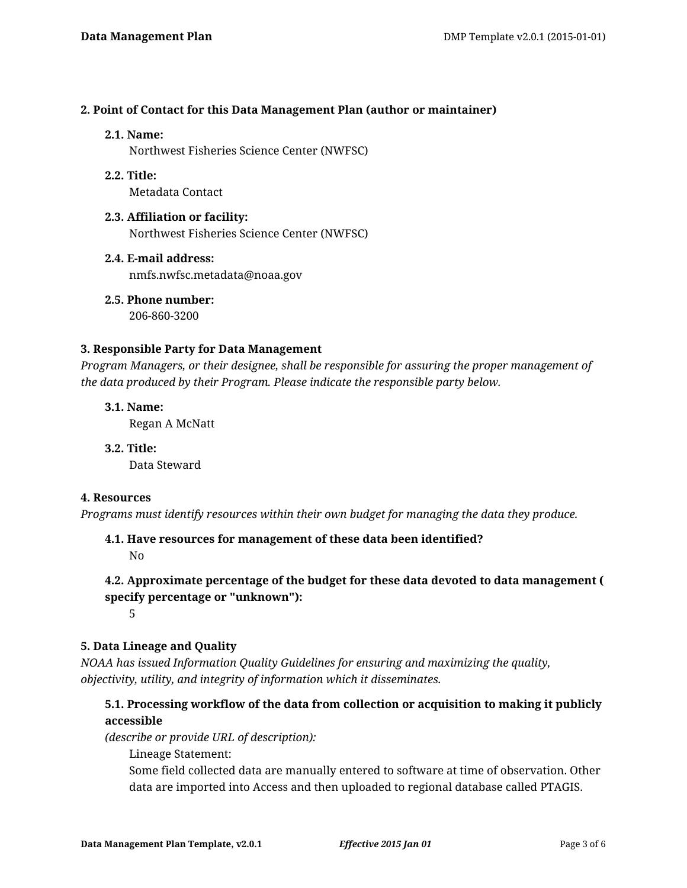### 2. Point of Contact for this Data Management Plan (author or maintainer)

**2.1. Name:**
Northwest Fisheries Science Center (NWFSC)

**2.2. Title:**
Metadata Contact

**2.3. Affiliation or facility:**
Northwest Fisheries Science Center (NWFSC)

**2.4. E-mail address:**
nmfs.nwfsc.metadata@noaa.gov

**2.5. Phone number:**
206-860-3200

### 3. Responsible Party for Data Management

*Program Managers, or their designee, shall be responsible for assuring the proper management of the data produced by their Program. Please indicate the responsible party below.*

**3.1. Name:**
Regan A McNatt

**3.2. Title:**
Data Steward

### 4. Resources

*Programs must identify resources within their own budget for managing the data they produce.*

**4.1. Have resources for management of these data been identified?**
No

**4.2. Approximate percentage of the budget for these data devoted to data management ( specify percentage or "unknown"):**
5

### 5. Data Lineage and Quality

*NOAA has issued Information Quality Guidelines for ensuring and maximizing the quality, objectivity, utility, and integrity of information which it disseminates.*

**5.1. Processing workflow of the data from collection or acquisition to making it publicly accessible**
*(describe or provide URL of description):*

Lineage Statement:
Some field collected data are manually entered to software at time of observation. Other data are imported into Access and then uploaded to regional database called PTAGIS.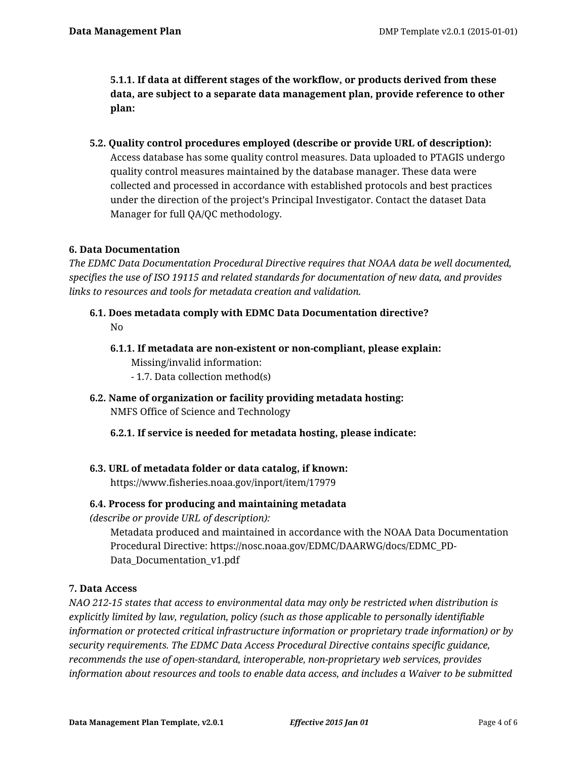**5.1.1. If data at different stages of the workflow, or products derived from these data, are subject to a separate data management plan, provide reference to other plan:**

**5.2. Quality control procedures employed (describe or provide URL of description):**

Access database has some quality control measures. Data uploaded to PTAGIS undergo quality control measures maintained by the database manager. These data were collected and processed in accordance with established protocols and best practices under the direction of the project's Principal Investigator. Contact the dataset Data Manager for full QA/QC methodology.

### 6. Data Documentation

*The EDMC Data Documentation Procedural Directive requires that NOAA data be well documented, specifies the use of ISO 19115 and related standards for documentation of new data, and provides links to resources and tools for metadata creation and validation.*

**6.1. Does metadata comply with EDMC Data Documentation directive?**

No

**6.1.1. If metadata are non-existent or non-compliant, please explain:**

Missing/invalid information:
- 1.7. Data collection method(s)

**6.2. Name of organization or facility providing metadata hosting:**

NMFS Office of Science and Technology

**6.2.1. If service is needed for metadata hosting, please indicate:**

**6.3. URL of metadata folder or data catalog, if known:**

https://www.fisheries.noaa.gov/inport/item/17979

**6.4. Process for producing and maintaining metadata**
*(describe or provide URL of description):*

Metadata produced and maintained in accordance with the NOAA Data Documentation Procedural Directive: https://nosc.noaa.gov/EDMC/DAARWG/docs/EDMC_PD-Data_Documentation_v1.pdf

### 7. Data Access

*NAO 212-15 states that access to environmental data may only be restricted when distribution is explicitly limited by law, regulation, policy (such as those applicable to personally identifiable information or protected critical infrastructure information or proprietary trade information) or by security requirements. The EDMC Data Access Procedural Directive contains specific guidance, recommends the use of open-standard, interoperable, non-proprietary web services, provides information about resources and tools to enable data access, and includes a Waiver to be submitted*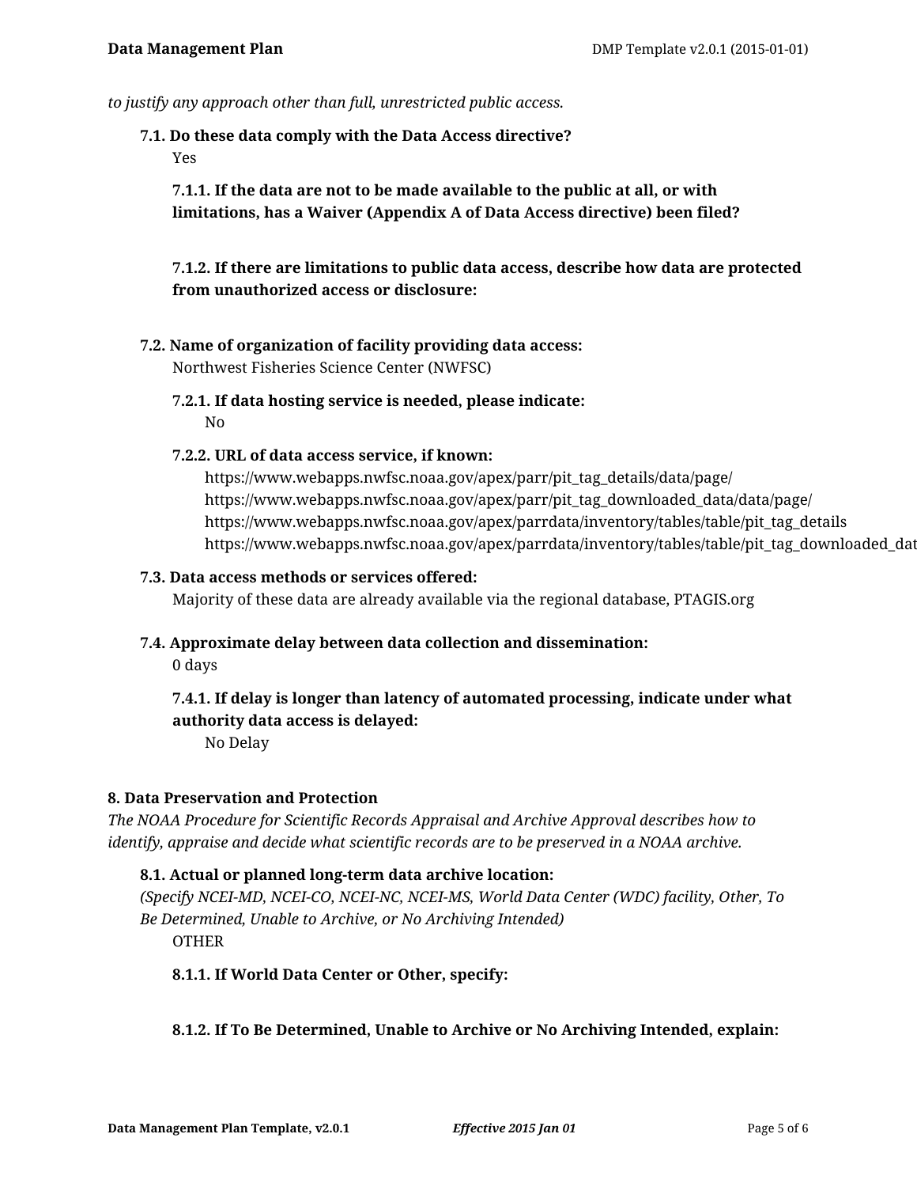*to justify any approach other than full, unrestricted public access.*

**7.1. Do these data comply with the Data Access directive?**

Yes

**7.1.1. If the data are not to be made available to the public at all, or with limitations, has a Waiver (Appendix A of Data Access directive) been filed?**

**7.1.2. If there are limitations to public data access, describe how data are protected from unauthorized access or disclosure:**

**7.2. Name of organization of facility providing data access:**

Northwest Fisheries Science Center (NWFSC)

**7.2.1. If data hosting service is needed, please indicate:**

No

**7.2.2. URL of data access service, if known:**

https://www.webapps.nwfsc.noaa.gov/apex/parr/pit_tag_details/data/page/
https://www.webapps.nwfsc.noaa.gov/apex/parr/pit_tag_downloaded_data/data/page/
https://www.webapps.nwfsc.noaa.gov/apex/parrdata/inventory/tables/table/pit_tag_details
https://www.webapps.nwfsc.noaa.gov/apex/parrdata/inventory/tables/table/pit_tag_downloaded_dat

**7.3. Data access methods or services offered:**

Majority of these data are already available via the regional database, PTAGIS.org

**7.4. Approximate delay between data collection and dissemination:**

0 days

**7.4.1. If delay is longer than latency of automated processing, indicate under what authority data access is delayed:**

No Delay

**8. Data Preservation and Protection**

*The NOAA Procedure for Scientific Records Appraisal and Archive Approval describes how to identify, appraise and decide what scientific records are to be preserved in a NOAA archive.*

**8.1. Actual or planned long-term data archive location:**

*(Specify NCEI-MD, NCEI-CO, NCEI-NC, NCEI-MS, World Data Center (WDC) facility, Other, To Be Determined, Unable to Archive, or No Archiving Intended)*

OTHER

**8.1.1. If World Data Center or Other, specify:**

**8.1.2. If To Be Determined, Unable to Archive or No Archiving Intended, explain:**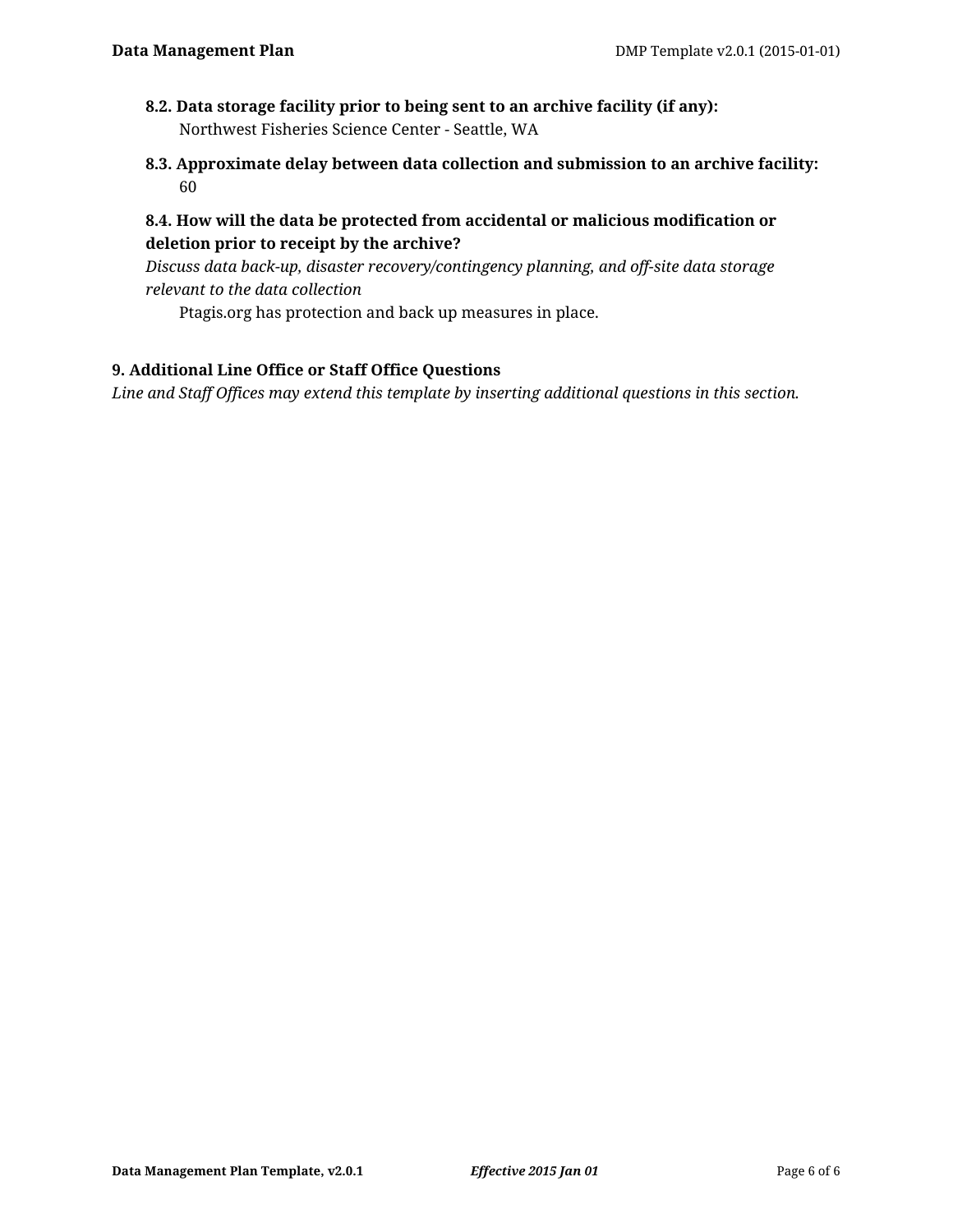### 8.2. Data storage facility prior to being sent to an archive facility (if any):

Northwest Fisheries Science Center - Seattle, WA

### 8.3. Approximate delay between data collection and submission to an archive facility:

60

### 8.4. How will the data be protected from accidental or malicious modification or deletion prior to receipt by the archive?

*Discuss data back-up, disaster recovery/contingency planning, and off-site data storage relevant to the data collection*

Ptagis.org has protection and back up measures in place.

## 9. Additional Line Office or Staff Office Questions

*Line and Staff Offices may extend this template by inserting additional questions in this section.*